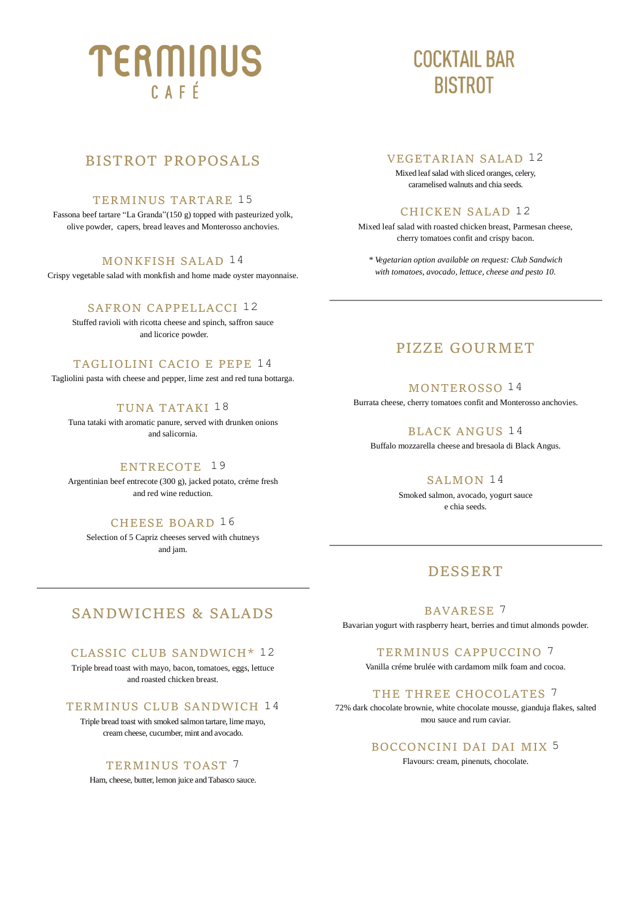# TERMINUS CAFÉ

# COCKTAIL BAR BISTROT

## BISTROT PROPOSALS

### TERMINUS TARTARE 15

Fassona beef tartare "La Granda"(150 g) topped with pasteurized yolk, olive powder, capers, bread leaves and Monterosso anchovies.

### MONKFISH SALAD 14

Crispy vegetable salad with monkfish and home made oyster mayonnaise.

### SAFRON CAPPELLACCI 12

Stuffed ravioli with ricotta cheese and spinch, saffron sauce and licorice powder.

### TAGLIOLINI CACIO E PEPE 14

Tagliolini pasta with cheese and pepper, lime zest and red tuna bottarga.

### TUNA TATAKI 18

Tuna tataki with aromatic panure, served with drunken onions and salicornia.

### ENTRECOTE 19

Argentinian beef entrecote (300 g), jacked potato, créme fresh and red wine reduction.

### CHEESE BOARD 16

Selection of 5 Capriz cheeses served with chutneys and jam.

## SANDWICHES & SALADS

### CLASSIC CLUB SANDWICH* 12

Triple bread toast with mayo, bacon, tomatoes, eggs, lettuce and roasted chicken breast.

### TERMINUS CLUB SANDWICH 14

Triple bread toast with smoked salmon tartare, lime mayo, cream cheese, cucumber, mint and avocado.

### TERMINUS TOAST 7

Ham, cheese, butter, lemon juice and Tabasco sauce.

### VEGETARIAN SALAD 12

Mixed leaf salad with sliced oranges, celery, caramelised walnuts and chia seeds.

### CHICKEN SALAD 12

Mixed leaf salad with roasted chicken breast, Parmesan cheese, cherry tomatoes confit and crispy bacon.

*\* Vegetarian option available on request: Club Sandwich with tomatoes, avocado, lettuce, cheese and pesto 10.*

## PIZZE GOURMET

### MONTEROSSO 14

Burrata cheese, cherry tomatoes confit and Monterosso anchovies.

### BLACK ANGUS 14

Buffalo mozzarella cheese and bresaola di Black Angus.

### SALMON 14

Smoked salmon, avocado, yogurt sauce e chia seeds.

## DESSERT

### BAVARESE 7

Bavarian yogurt with raspberry heart, berries and timut almonds powder.

### TERMINUS CAPPUCCINO 7

Vanilla créme brulée with cardamom milk foam and cocoa.

### THE THREE CHOCOLATES 7

72% dark chocolate brownie, white chocolate mousse, gianduja flakes, salted mou sauce and rum caviar.

### BOCCONCINI DAI DAI MIX 5

Flavours: cream, pinenuts, chocolate.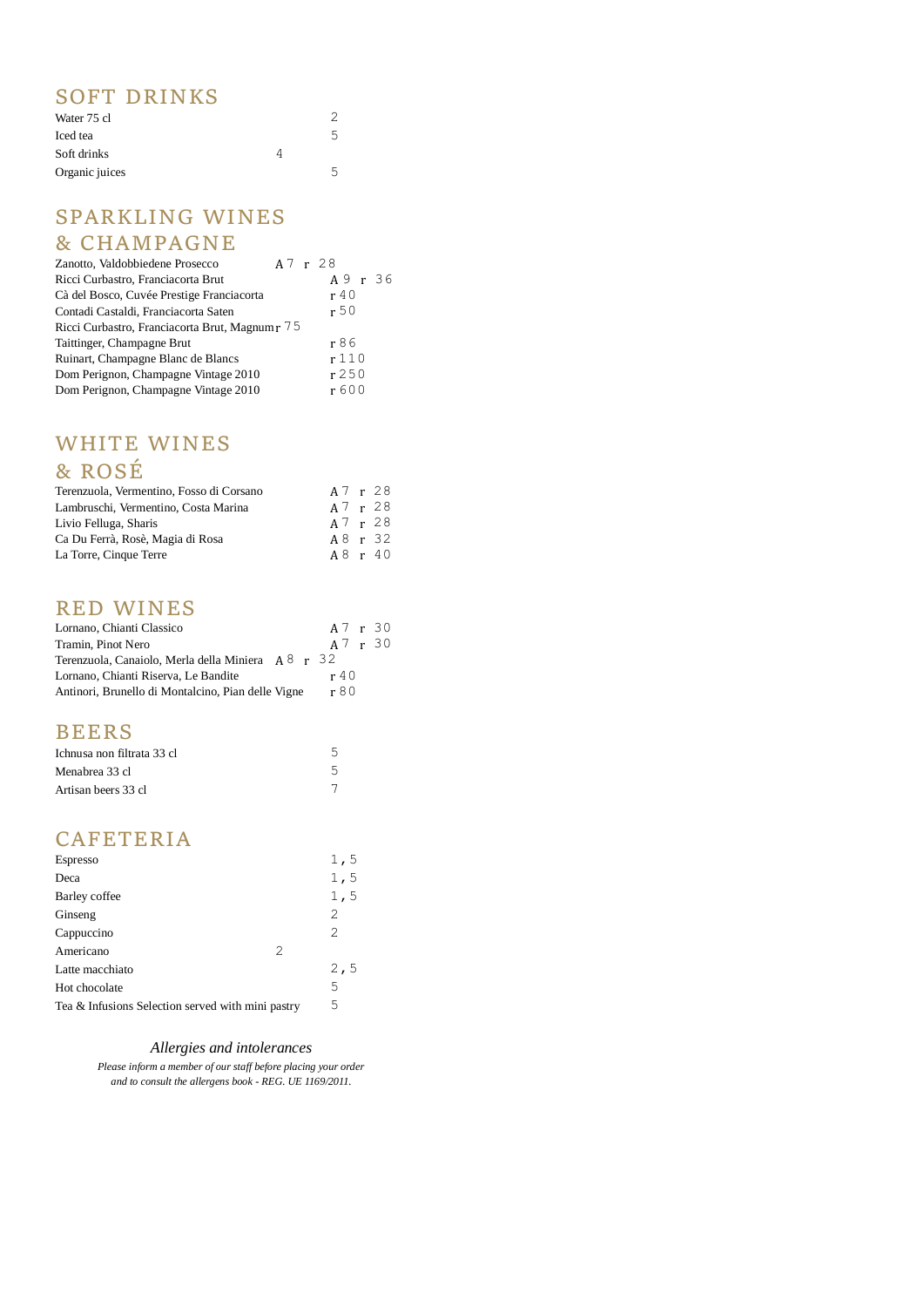## SOFT DRINKS

| | |
|---|---|
| Water 75 cl | 2 |
| Iced tea | 5 |
| Soft drinks | 4 |
| Organic juices | 5 |

## SPARKLING WINES & CHAMPAGNE

| | |
|---|---|
| Zanotto, Valdobbiedene Prosecco | A 7 r 28 |
| Ricci Curbastro, Franciacorta Brut | A 9 r 36 |
| Cà del Bosco, Cuvée Prestige Franciacorta | r 40 |
| Contadi Castaldi, Franciacorta Saten | r 50 |
| Ricci Curbastro, Franciacorta Brut, Magnum | r 75 |
| Taittinger, Champagne Brut | r 86 |
| Ruinart, Champagne Blanc de Blancs | r 110 |
| Dom Perignon, Champagne Vintage 2010 | r 250 |
| Dom Perignon, Champagne Vintage 2010 | r 600 |

## WHITE WINES & ROSÉ

| | |
|---|---|
| Terenzuola, Vermentino, Fosso di Corsano | A 7 r 28 |
| Lambruschi, Vermentino, Costa Marina | A 7 r 28 |
| Livio Felluga, Sharis | A 7 r 28 |
| Ca Du Ferrà, Rosè, Magia di Rosa | A 8 r 32 |
| La Torre, Cinque Terre | A 8 r 40 |

## RED WINES

| | |
|---|---|
| Lornano, Chianti Classico | A 7 r 30 |
| Tramin, Pinot Nero | A 7 r 30 |
| Terenzuola, Canaiolo, Merla della Miniera | A 8 r 32 |
| Lornano, Chianti Riserva, Le Bandite | r 40 |
| Antinori, Brunello di Montalcino, Pian delle Vigne | r 80 |

## BEERS

| | |
|---|---|
| Ichnusa non filtrata 33 cl | 5 |
| Menabrea 33 cl | 5 |
| Artisan beers 33 cl | 7 |

## CAFETERIA

| | |
|---|---|
| Espresso | 1,5 |
| Deca | 1,5 |
| Barley coffee | 1,5 |
| Ginseng | 2 |
| Cappuccino | 2 |
| Americano | 2 |
| Latte macchiato | 2,5 |
| Hot chocolate | 5 |
| Tea & Infusions Selection served with mini pastry | 5 |

*Allergies and intolerances*

*Please inform a member of our staff before placing your order and to consult the allergens book - REG. UE 1169/2011.*